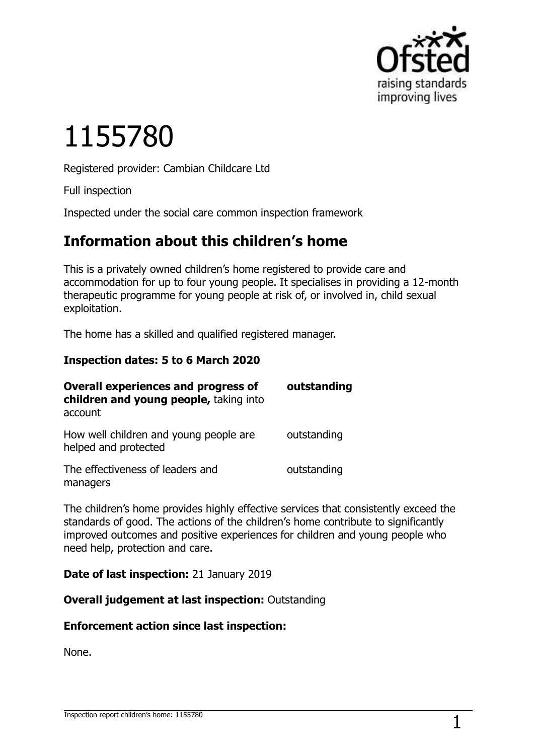# 1155780

Registered provider: Cambian Childcare Ltd

Full inspection

Inspected under the social care common inspection framework

## Information about this children's home

This is a privately owned children's home registered to provide care and accommodation for up to four young people. It specialises in providing a 12-month therapeutic programme for young people at risk of, or involved in, child sexual exploitation.

The home has a skilled and qualified registered manager.

**Inspection dates: 5 to 6 March 2020**

| | |
|---|---|
| **Overall experiences and progress of children and young people,** taking into account | **outstanding** |
| How well children and young people are helped and protected | outstanding |
| The effectiveness of leaders and managers | outstanding |

The children's home provides highly effective services that consistently exceed the standards of good. The actions of the children's home contribute to significantly improved outcomes and positive experiences for children and young people who need help, protection and care.

**Date of last inspection:** 21 January 2019

**Overall judgement at last inspection:** Outstanding

**Enforcement action since last inspection:**

None.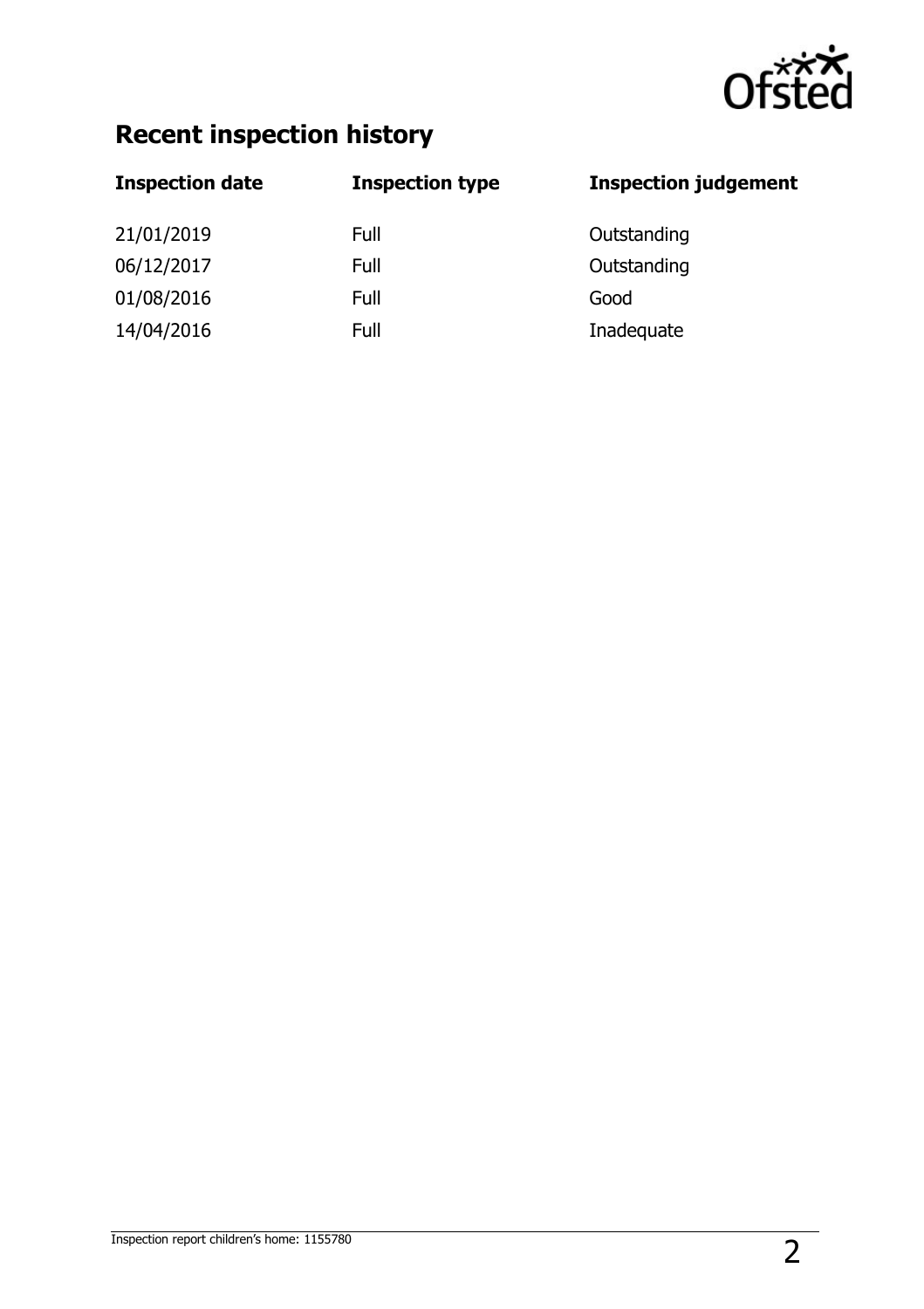## Recent inspection history

| Inspection date | Inspection type | Inspection judgement |
| --- | --- | --- |
| 21/01/2019 | Full | Outstanding |
| 06/12/2017 | Full | Outstanding |
| 01/08/2016 | Full | Good |
| 14/04/2016 | Full | Inadequate |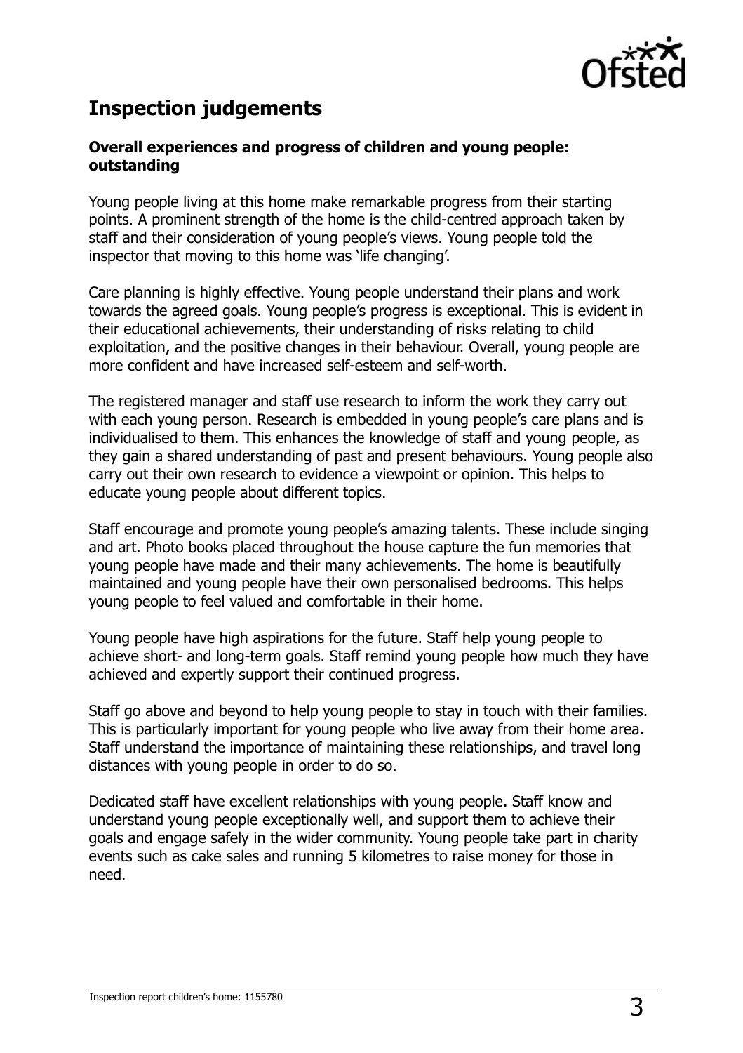## Inspection judgements

### Overall experiences and progress of children and young people: outstanding

Young people living at this home make remarkable progress from their starting points. A prominent strength of the home is the child-centred approach taken by staff and their consideration of young people's views. Young people told the inspector that moving to this home was 'life changing'.

Care planning is highly effective. Young people understand their plans and work towards the agreed goals. Young people's progress is exceptional. This is evident in their educational achievements, their understanding of risks relating to child exploitation, and the positive changes in their behaviour. Overall, young people are more confident and have increased self-esteem and self-worth.

The registered manager and staff use research to inform the work they carry out with each young person. Research is embedded in young people's care plans and is individualised to them. This enhances the knowledge of staff and young people, as they gain a shared understanding of past and present behaviours. Young people also carry out their own research to evidence a viewpoint or opinion. This helps to educate young people about different topics.

Staff encourage and promote young people's amazing talents. These include singing and art. Photo books placed throughout the house capture the fun memories that young people have made and their many achievements. The home is beautifully maintained and young people have their own personalised bedrooms. This helps young people to feel valued and comfortable in their home.

Young people have high aspirations for the future. Staff help young people to achieve short- and long-term goals. Staff remind young people how much they have achieved and expertly support their continued progress.

Staff go above and beyond to help young people to stay in touch with their families. This is particularly important for young people who live away from their home area. Staff understand the importance of maintaining these relationships, and travel long distances with young people in order to do so.

Dedicated staff have excellent relationships with young people. Staff know and understand young people exceptionally well, and support them to achieve their goals and engage safely in the wider community. Young people take part in charity events such as cake sales and running 5 kilometres to raise money for those in need.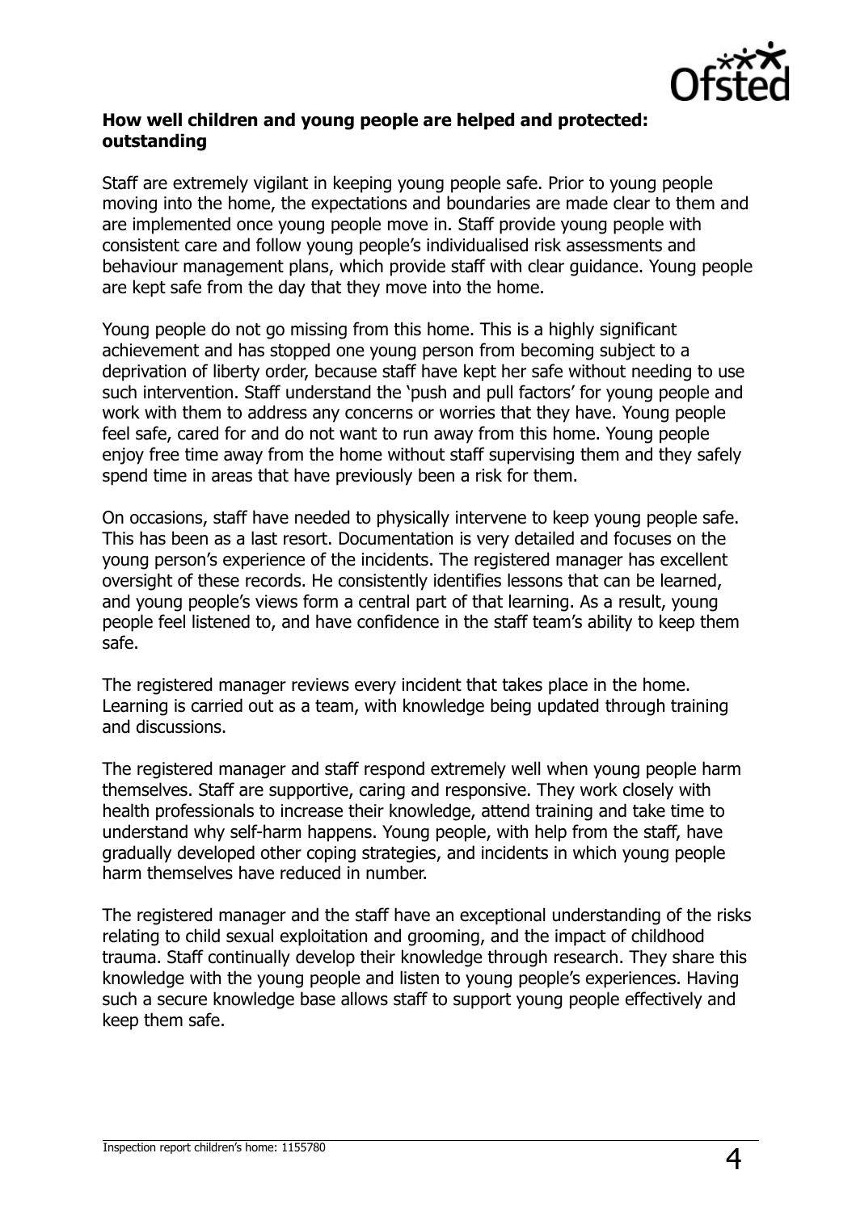**How well children and young people are helped and protected: outstanding**

Staff are extremely vigilant in keeping young people safe. Prior to young people moving into the home, the expectations and boundaries are made clear to them and are implemented once young people move in. Staff provide young people with consistent care and follow young people's individualised risk assessments and behaviour management plans, which provide staff with clear guidance. Young people are kept safe from the day that they move into the home.

Young people do not go missing from this home. This is a highly significant achievement and has stopped one young person from becoming subject to a deprivation of liberty order, because staff have kept her safe without needing to use such intervention. Staff understand the 'push and pull factors' for young people and work with them to address any concerns or worries that they have. Young people feel safe, cared for and do not want to run away from this home. Young people enjoy free time away from the home without staff supervising them and they safely spend time in areas that have previously been a risk for them.

On occasions, staff have needed to physically intervene to keep young people safe. This has been as a last resort. Documentation is very detailed and focuses on the young person's experience of the incidents. The registered manager has excellent oversight of these records. He consistently identifies lessons that can be learned, and young people's views form a central part of that learning. As a result, young people feel listened to, and have confidence in the staff team's ability to keep them safe.

The registered manager reviews every incident that takes place in the home. Learning is carried out as a team, with knowledge being updated through training and discussions.

The registered manager and staff respond extremely well when young people harm themselves. Staff are supportive, caring and responsive. They work closely with health professionals to increase their knowledge, attend training and take time to understand why self-harm happens. Young people, with help from the staff, have gradually developed other coping strategies, and incidents in which young people harm themselves have reduced in number.

The registered manager and the staff have an exceptional understanding of the risks relating to child sexual exploitation and grooming, and the impact of childhood trauma. Staff continually develop their knowledge through research. They share this knowledge with the young people and listen to young people's experiences. Having such a secure knowledge base allows staff to support young people effectively and keep them safe.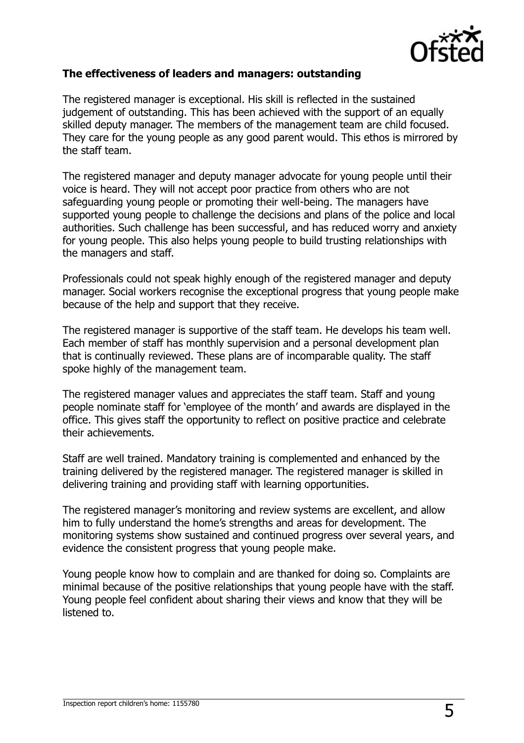**The effectiveness of leaders and managers: outstanding**

The registered manager is exceptional. His skill is reflected in the sustained judgement of outstanding. This has been achieved with the support of an equally skilled deputy manager. The members of the management team are child focused. They care for the young people as any good parent would. This ethos is mirrored by the staff team.

The registered manager and deputy manager advocate for young people until their voice is heard. They will not accept poor practice from others who are not safeguarding young people or promoting their well-being. The managers have supported young people to challenge the decisions and plans of the police and local authorities. Such challenge has been successful, and has reduced worry and anxiety for young people. This also helps young people to build trusting relationships with the managers and staff.

Professionals could not speak highly enough of the registered manager and deputy manager. Social workers recognise the exceptional progress that young people make because of the help and support that they receive.

The registered manager is supportive of the staff team. He develops his team well. Each member of staff has monthly supervision and a personal development plan that is continually reviewed. These plans are of incomparable quality. The staff spoke highly of the management team.

The registered manager values and appreciates the staff team. Staff and young people nominate staff for 'employee of the month' and awards are displayed in the office. This gives staff the opportunity to reflect on positive practice and celebrate their achievements.

Staff are well trained. Mandatory training is complemented and enhanced by the training delivered by the registered manager. The registered manager is skilled in delivering training and providing staff with learning opportunities.

The registered manager's monitoring and review systems are excellent, and allow him to fully understand the home's strengths and areas for development. The monitoring systems show sustained and continued progress over several years, and evidence the consistent progress that young people make.

Young people know how to complain and are thanked for doing so. Complaints are minimal because of the positive relationships that young people have with the staff. Young people feel confident about sharing their views and know that they will be listened to.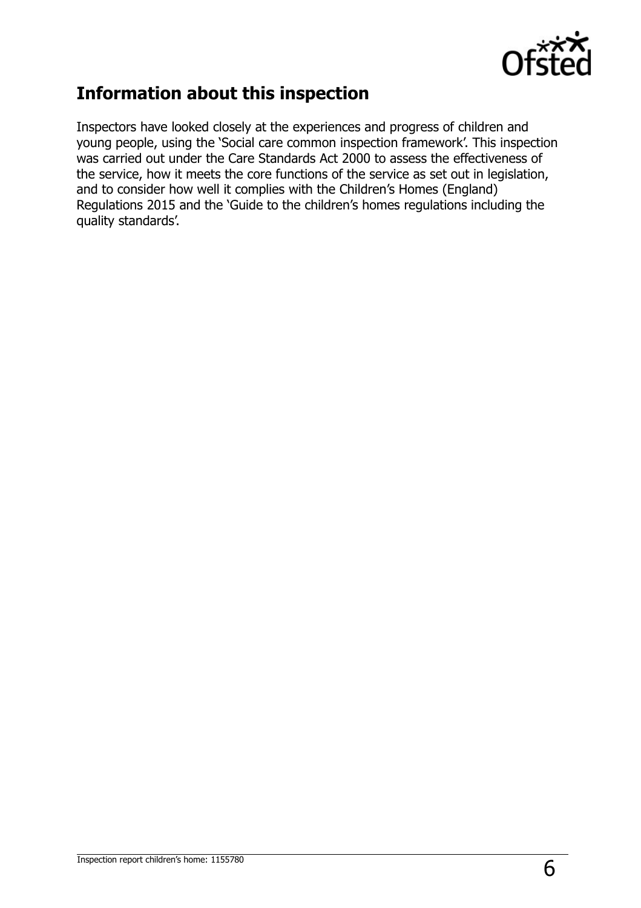## Information about this inspection

Inspectors have looked closely at the experiences and progress of children and young people, using the 'Social care common inspection framework'. This inspection was carried out under the Care Standards Act 2000 to assess the effectiveness of the service, how it meets the core functions of the service as set out in legislation, and to consider how well it complies with the Children's Homes (England) Regulations 2015 and the 'Guide to the children's homes regulations including the quality standards'.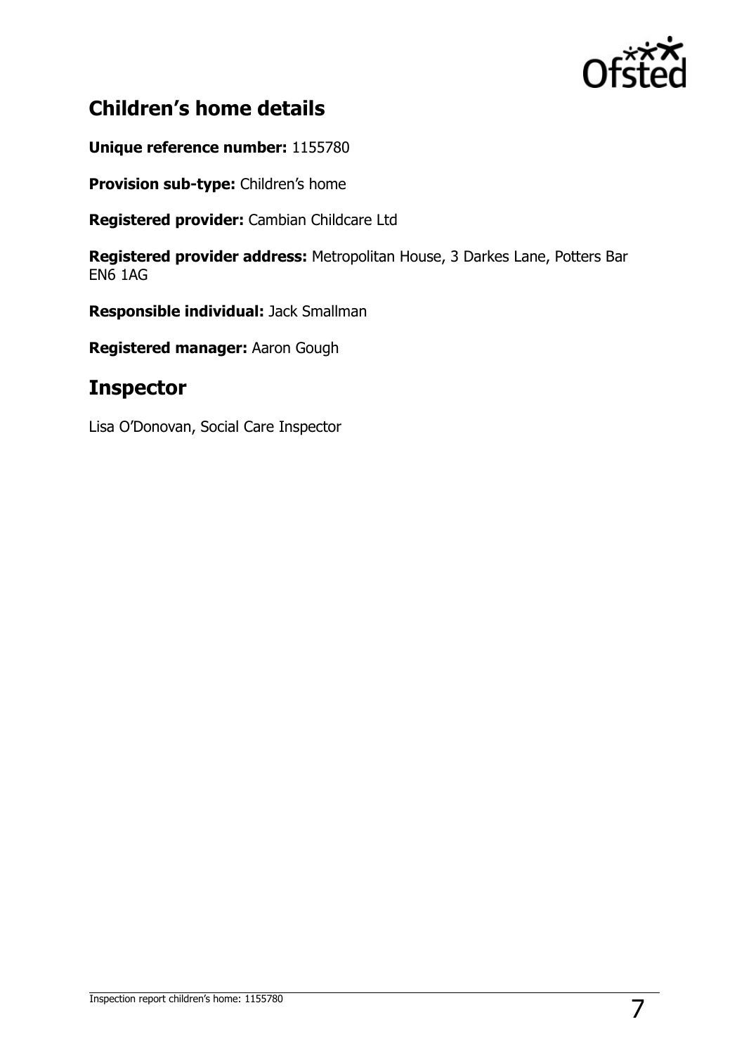## Children's home details

**Unique reference number:** 1155780

**Provision sub-type:** Children's home

**Registered provider:** Cambian Childcare Ltd

**Registered provider address:** Metropolitan House, 3 Darkes Lane, Potters Bar EN6 1AG

**Responsible individual:** Jack Smallman

**Registered manager:** Aaron Gough

## Inspector

Lisa O'Donovan, Social Care Inspector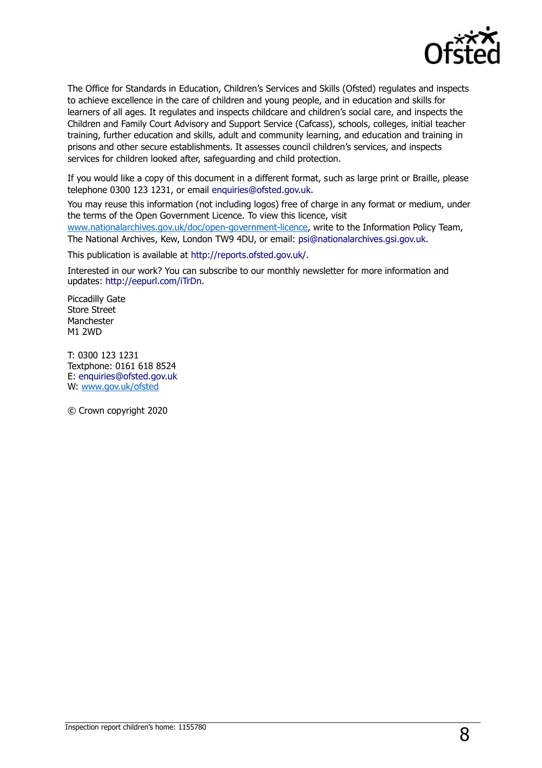The Office for Standards in Education, Children's Services and Skills (Ofsted) regulates and inspects to achieve excellence in the care of children and young people, and in education and skills for learners of all ages. It regulates and inspects childcare and children's social care, and inspects the Children and Family Court Advisory and Support Service (Cafcass), schools, colleges, initial teacher training, further education and skills, adult and community learning, and education and training in prisons and other secure establishments. It assesses council children's services, and inspects services for children looked after, safeguarding and child protection.

If you would like a copy of this document in a different format, such as large print or Braille, please telephone 0300 123 1231, or email enquiries@ofsted.gov.uk.

You may reuse this information (not including logos) free of charge in any format or medium, under the terms of the Open Government Licence. To view this licence, visit www.nationalarchives.gov.uk/doc/open-government-licence, write to the Information Policy Team, The National Archives, Kew, London TW9 4DU, or email: psi@nationalarchives.gsi.gov.uk.

This publication is available at http://reports.ofsted.gov.uk/.

Interested in our work? You can subscribe to our monthly newsletter for more information and updates: http://eepurl.com/iTrDn.

Piccadilly Gate
Store Street
Manchester
M1 2WD

T: 0300 123 1231
Textphone: 0161 618 8524
E: enquiries@ofsted.gov.uk
W: www.gov.uk/ofsted

© Crown copyright 2020